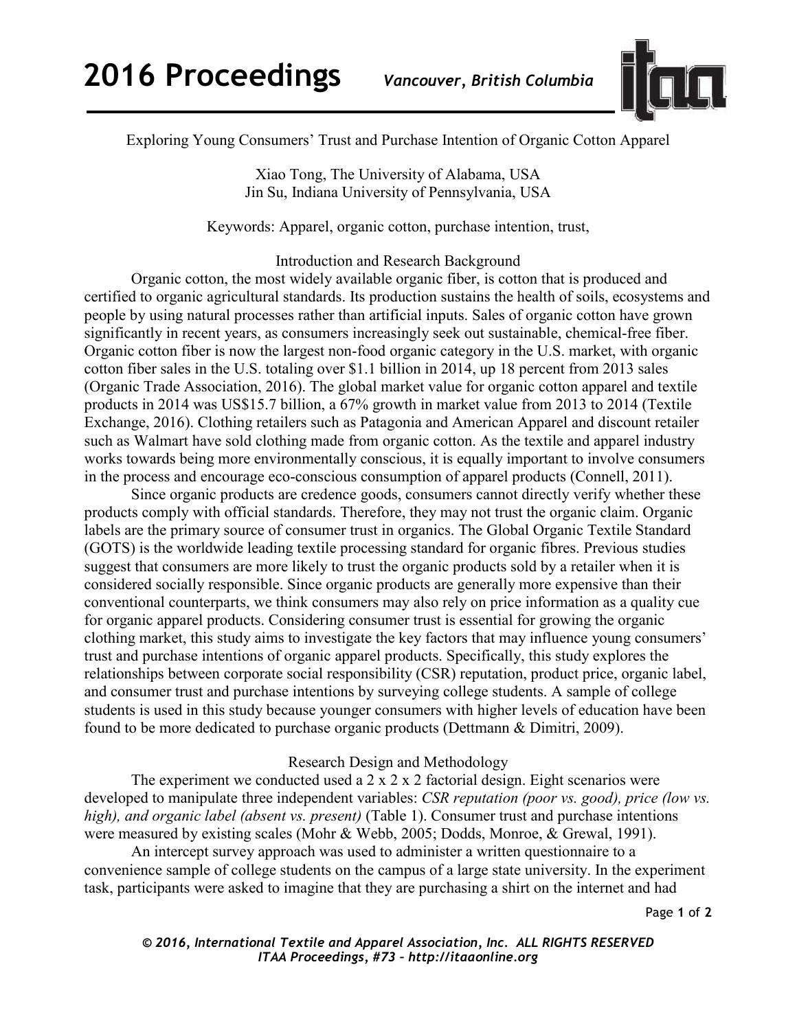# Exploring Young Consumers' Trust and Purchase Intention of Organic Cotton Apparel

Xiao Tong, The University of Alabama, USA
Jin Su, Indiana University of Pennsylvania, USA

Keywords: Apparel, organic cotton, purchase intention, trust,

## Introduction and Research Background

Organic cotton, the most widely available organic fiber, is cotton that is produced and certified to organic agricultural standards. Its production sustains the health of soils, ecosystems and people by using natural processes rather than artificial inputs. Sales of organic cotton have grown significantly in recent years, as consumers increasingly seek out sustainable, chemical-free fiber. Organic cotton fiber is now the largest non-food organic category in the U.S. market, with organic cotton fiber sales in the U.S. totaling over $1.1 billion in 2014, up 18 percent from 2013 sales (Organic Trade Association, 2016). The global market value for organic cotton apparel and textile products in 2014 was US$15.7 billion, a 67% growth in market value from 2013 to 2014 (Textile Exchange, 2016). Clothing retailers such as Patagonia and American Apparel and discount retailer such as Walmart have sold clothing made from organic cotton. As the textile and apparel industry works towards being more environmentally conscious, it is equally important to involve consumers in the process and encourage eco-conscious consumption of apparel products (Connell, 2011).

Since organic products are credence goods, consumers cannot directly verify whether these products comply with official standards. Therefore, they may not trust the organic claim. Organic labels are the primary source of consumer trust in organics. The Global Organic Textile Standard (GOTS) is the worldwide leading textile processing standard for organic fibres. Previous studies suggest that consumers are more likely to trust the organic products sold by a retailer when it is considered socially responsible. Since organic products are generally more expensive than their conventional counterparts, we think consumers may also rely on price information as a quality cue for organic apparel products. Considering consumer trust is essential for growing the organic clothing market, this study aims to investigate the key factors that may influence young consumers' trust and purchase intentions of organic apparel products. Specifically, this study explores the relationships between corporate social responsibility (CSR) reputation, product price, organic label, and consumer trust and purchase intentions by surveying college students. A sample of college students is used in this study because younger consumers with higher levels of education have been found to be more dedicated to purchase organic products (Dettmann & Dimitri, 2009).

## Research Design and Methodology

The experiment we conducted used a 2 x 2 x 2 factorial design. Eight scenarios were developed to manipulate three independent variables: *CSR reputation (poor vs. good), price (low vs. high), and organic label (absent vs. present)* (Table 1). Consumer trust and purchase intentions were measured by existing scales (Mohr & Webb, 2005; Dodds, Monroe, & Grewal, 1991).

An intercept survey approach was used to administer a written questionnaire to a convenience sample of college students on the campus of a large state university. In the experiment task, participants were asked to imagine that they are purchasing a shirt on the internet and had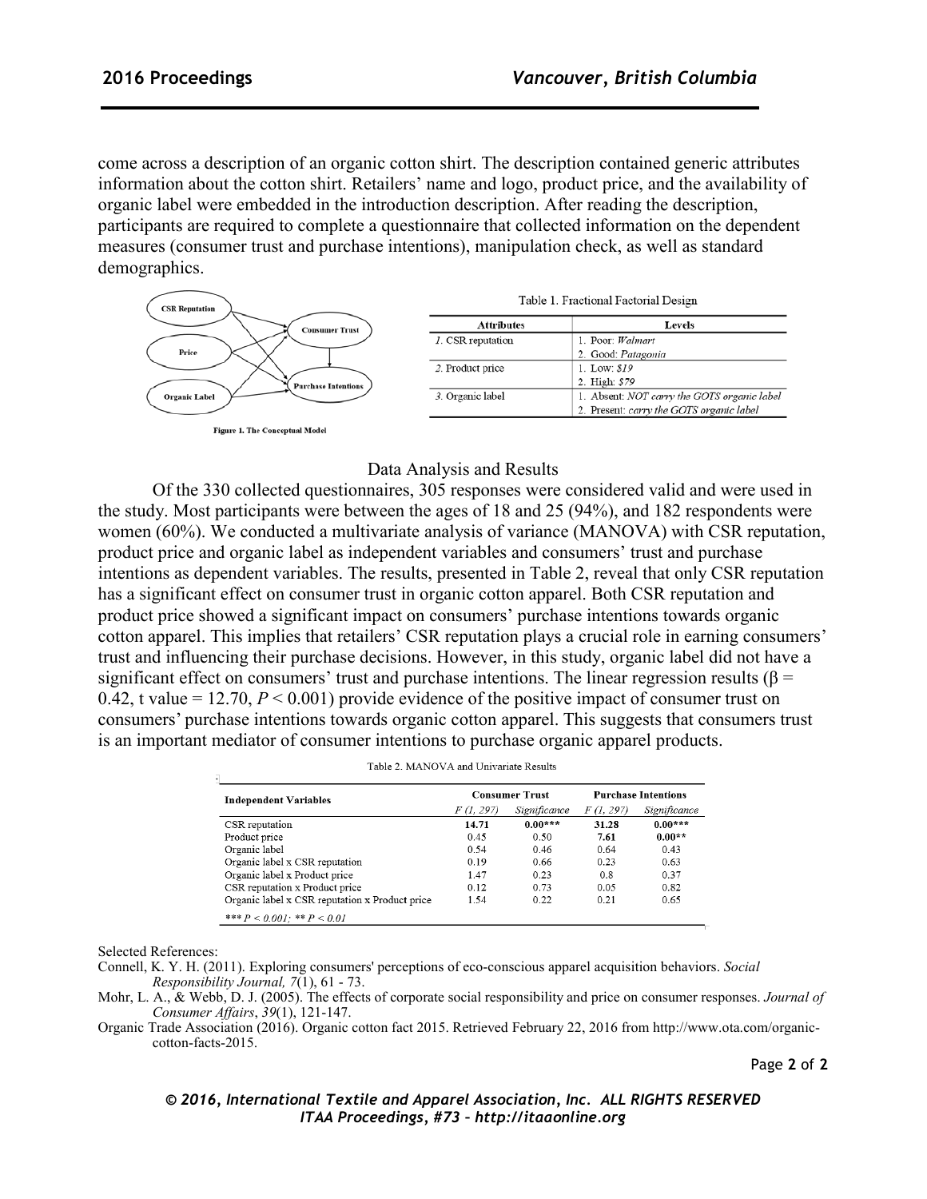come across a description of an organic cotton shirt. The description contained generic attributes information about the cotton shirt. Retailers' name and logo, product price, and the availability of organic label were embedded in the introduction description. After reading the description, participants are required to complete a questionnaire that collected information on the dependent measures (consumer trust and purchase intentions), manipulation check, as well as standard demographics.

CSR Reputation

Price

Organic Label

Consumer Trust

Purchase Intentions

**Figure 1. The Conceptual Model**

Table 1. Fractional Factorial Design

| Attributes | Levels |
|---|---|
| *1.* CSR reputation | 1. Poor: *Walmart*<br>2. Good: *Patagonia* |
| *2.* Product price | 1. Low: *$19*<br>2. High: *$79* |
| *3.* Organic label | 1. Absent: *NOT carry the GOTS organic label*<br>2. Present: *carry the GOTS organic label* |

## Data Analysis and Results

Of the 330 collected questionnaires, 305 responses were considered valid and were used in the study. Most participants were between the ages of 18 and 25 (94%), and 182 respondents were women (60%). We conducted a multivariate analysis of variance (MANOVA) with CSR reputation, product price and organic label as independent variables and consumers' trust and purchase intentions as dependent variables. The results, presented in Table 2, reveal that only CSR reputation has a significant effect on consumer trust in organic cotton apparel. Both CSR reputation and product price showed a significant impact on consumers' purchase intentions towards organic cotton apparel. This implies that retailers' CSR reputation plays a crucial role in earning consumers' trust and influencing their purchase decisions. However, in this study, organic label did not have a significant effect on consumers' trust and purchase intentions. The linear regression results ($\beta$ = 0.42, t value = 12.70, $P < 0.001$) provide evidence of the positive impact of consumer trust on consumers' purchase intentions towards organic cotton apparel. This suggests that consumers trust is an important mediator of consumer intentions to purchase organic apparel products.

Table 2. MANOVA and Univariate Results

| Independent Variables | Consumer Trust | | Purchase Intentions | |
|---|---|---|---|---|
| | *F (1, 297)* | *Significance* | *F (1, 297)* | *Significance* |
| CSR reputation | **14.71** | **0.00*** ** | **31.28** | **0.00*** ** |
| Product price | 0.45 | 0.50 | **7.61** | **0.00** ** |
| Organic label | 0.54 | 0.46 | 0.64 | 0.43 |
| Organic label x CSR reputation | 0.19 | 0.66 | 0.23 | 0.63 |
| Organic label x Product price | 1.47 | 0.23 | 0.8 | 0.37 |
| CSR reputation x Product price | 0.12 | 0.73 | 0.05 | 0.82 |
| Organic label x CSR reputation x Product price | 1.54 | 0.22 | 0.21 | 0.65 |

*\*\*\* $P < 0.001$; \*\* $P < 0.01$*

Selected References:

Connell, K. Y. H. (2011). Exploring consumers' perceptions of eco-conscious apparel acquisition behaviors. *Social Responsibility Journal, 7*(1), 61 - 73.

Mohr, L. A., & Webb, D. J. (2005). The effects of corporate social responsibility and price on consumer responses. *Journal of Consumer Affairs*, *39*(1), 121-147.

Organic Trade Association (2016). Organic cotton fact 2015. Retrieved February 22, 2016 from http://www.ota.com/organic-cotton-facts-2015.